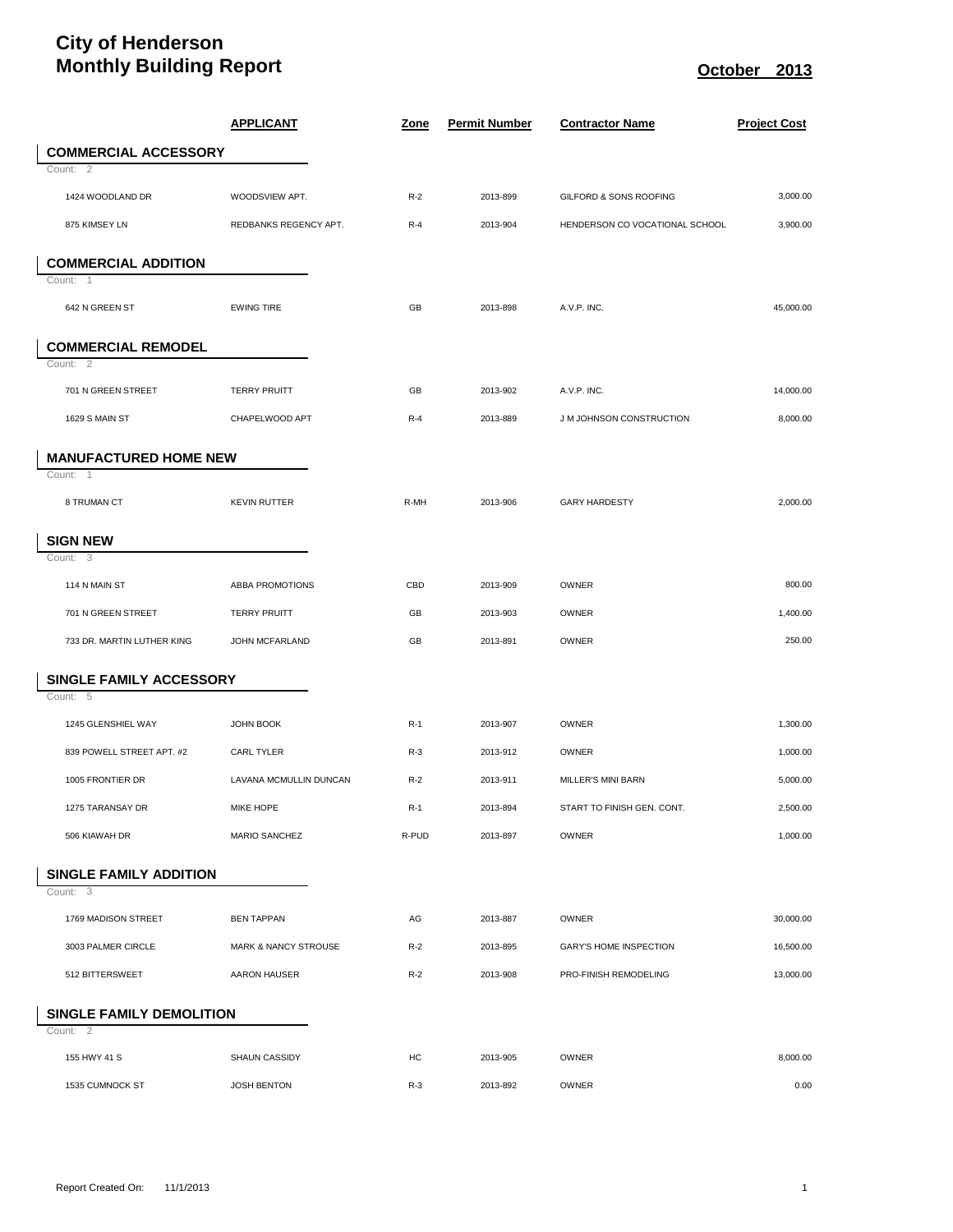# City of Henderson
# Monthly Building Report

**October 2013**

| | APPLICANT | Zone | Permit Number | Contractor Name | Project Cost |
|---|---|---|---|---|---|
| **COMMERCIAL ACCESSORY** | | | | | |
| Count: 2 | | | | | |
| 1424 WOODLAND DR | WOODSVIEW APT. | R-2 | 2013-899 | GILFORD & SONS ROOFING | 3,000.00 |
| 875 KIMSEY LN | REDBANKS REGENCY APT. | R-4 | 2013-904 | HENDERSON CO VOCATIONAL SCHOOL | 3,900.00 |
| **COMMERCIAL ADDITION** | | | | | |
| Count: 1 | | | | | |
| 642 N GREEN ST | EWING TIRE | GB | 2013-898 | A.V.P. INC. | 45,000.00 |
| **COMMERCIAL REMODEL** | | | | | |
| Count: 2 | | | | | |
| 701 N GREEN STREET | TERRY PRUITT | GB | 2013-902 | A.V.P. INC. | 14,000.00 |
| 1629 S MAIN ST | CHAPELWOOD APT | R-4 | 2013-889 | J M JOHNSON CONSTRUCTION | 8,000.00 |
| **MANUFACTURED HOME NEW** | | | | | |
| Count: 1 | | | | | |
| 8 TRUMAN CT | KEVIN RUTTER | R-MH | 2013-906 | GARY HARDESTY | 2,000.00 |
| **SIGN NEW** | | | | | |
| Count: 3 | | | | | |
| 114 N MAIN ST | ABBA PROMOTIONS | CBD | 2013-909 | OWNER | 800.00 |
| 701 N GREEN STREET | TERRY PRUITT | GB | 2013-903 | OWNER | 1,400.00 |
| 733 DR. MARTIN LUTHER KING | JOHN MCFARLAND | GB | 2013-891 | OWNER | 250.00 |
| **SINGLE FAMILY ACCESSORY** | | | | | |
| Count: 5 | | | | | |
| 1245 GLENSHIEL WAY | JOHN BOOK | R-1 | 2013-907 | OWNER | 1,300.00 |
| 839 POWELL STREET APT. #2 | CARL TYLER | R-3 | 2013-912 | OWNER | 1,000.00 |
| 1005 FRONTIER DR | LAVANA MCMULLIN DUNCAN | R-2 | 2013-911 | MILLER'S MINI BARN | 5,000.00 |
| 1275 TARANSAY DR | MIKE HOPE | R-1 | 2013-894 | START TO FINISH GEN. CONT. | 2,500.00 |
| 506 KIAWAH DR | MARIO SANCHEZ | R-PUD | 2013-897 | OWNER | 1,000.00 |
| **SINGLE FAMILY ADDITION** | | | | | |
| Count: 3 | | | | | |
| 1769 MADISON STREET | BEN TAPPAN | AG | 2013-887 | OWNER | 30,000.00 |
| 3003 PALMER CIRCLE | MARK & NANCY STROUSE | R-2 | 2013-895 | GARY'S HOME INSPECTION | 16,500.00 |
| 512 BITTERSWEET | AARON HAUSER | R-2 | 2013-908 | PRO-FINISH REMODELING | 13,000.00 |
| **SINGLE FAMILY DEMOLITION** | | | | | |
| Count: 2 | | | | | |
| 155 HWY 41 S | SHAUN CASSIDY | HC | 2013-905 | OWNER | 8,000.00 |
| 1535 CUMNOCK ST | JOSH BENTON | R-3 | 2013-892 | OWNER | 0.00 |

Report Created On: 11/1/2013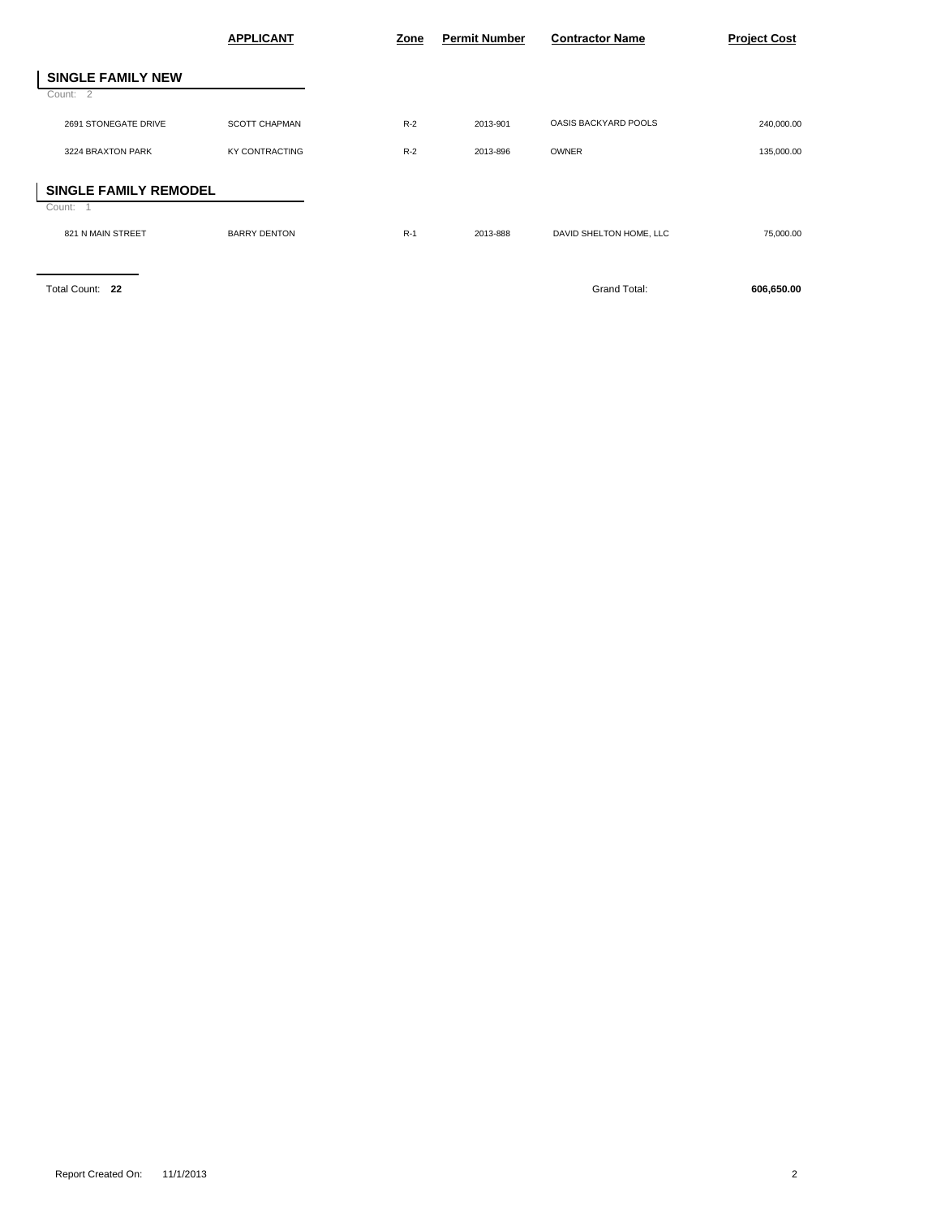| | APPLICANT | Zone | Permit Number | Contractor Name | Project Cost |
|---|---|---|---|---|---|
| **SINGLE FAMILY NEW** | | | | | |
| Count: 2 | | | | | |
| 2691 STONEGATE DRIVE | SCOTT CHAPMAN | R-2 | 2013-901 | OASIS BACKYARD POOLS | 240,000.00 |
| 3224 BRAXTON PARK | KY CONTRACTING | R-2 | 2013-896 | OWNER | 135,000.00 |
| **SINGLE FAMILY REMODEL** | | | | | |
| Count: 1 | | | | | |
| 821 N MAIN STREET | BARRY DENTON | R-1 | 2013-888 | DAVID SHELTON HOME, LLC | 75,000.00 |

Total Count: **22**

Grand Total: **606,650.00**

Report Created On: 11/1/2013